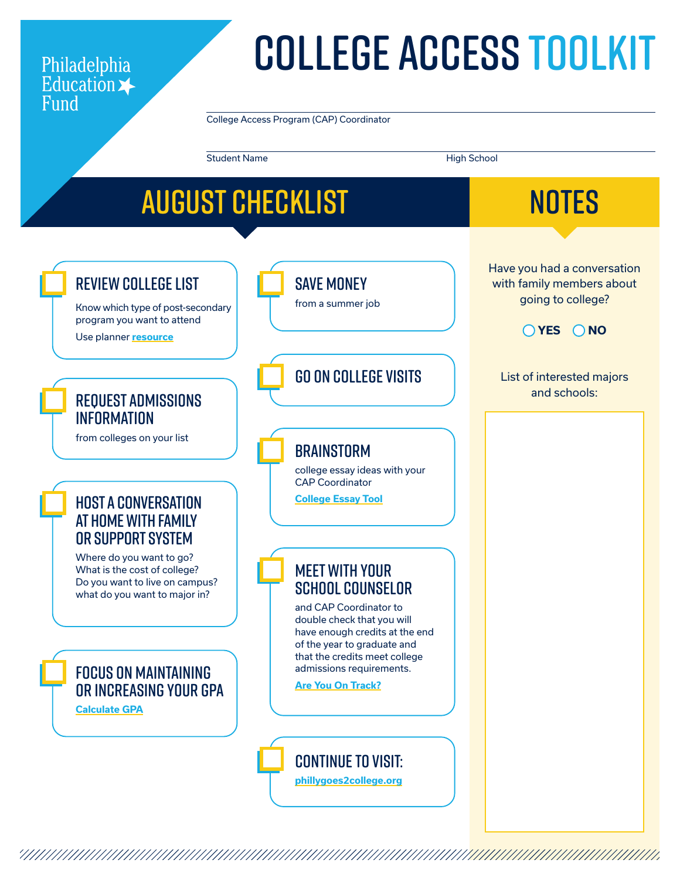Philadelphia Education Fund

# COLLEGE ACCESS TOOLKIT

College Access Program (CAP) Coordinator

Student Name

High School

## AUGUST CHECKLIST

- [ ] **REVIEW COLLEGE LIST**
  Know which type of post-secondary program you want to attend
  Use planner **resource**

- [ ] **REQUEST ADMISSIONS INFORMATION**
  from colleges on your list

- [ ] **HOST A CONVERSATION AT HOME WITH FAMILY OR SUPPORT SYSTEM**
  Where do you want to go?
  What is the cost of college?
  Do you want to live on campus?
  what do you want to major in?

- [ ] **FOCUS ON MAINTAINING OR INCREASING YOUR GPA**
  **Calculate GPA**

- [ ] **SAVE MONEY**
  from a summer job

- [ ] **GO ON COLLEGE VISITS**

- [ ] **BRAINSTORM**
  college essay ideas with your CAP Coordinator
  **College Essay Tool**

- [ ] **MEET WITH YOUR SCHOOL COUNSELOR**
  and CAP Coordinator to double check that you will have enough credits at the end of the year to graduate and that the credits meet college admissions requirements.
  **Are You On Track?**

- [ ] **CONTINUE TO VISIT:**
  **phillygoes2college.org**

## NOTES

Have you had a conversation with family members about going to college?

◯ **YES** ◯ **NO**

List of interested majors and schools: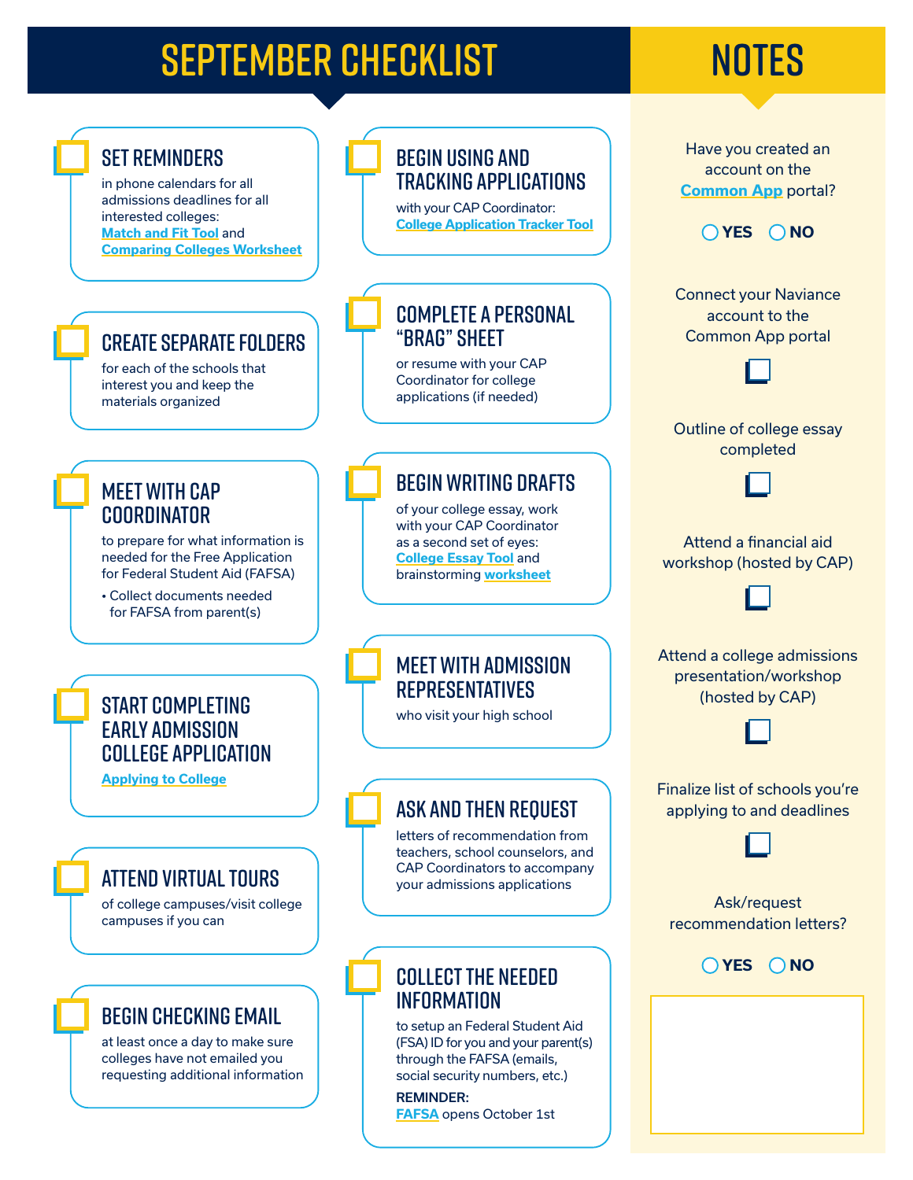# SEPTEMBER CHECKLIST

- [ ] **SET REMINDERS**
  in phone calendars for all admissions deadlines for all interested colleges: **Match and Fit Tool** and **Comparing Colleges Worksheet**

- [ ] **CREATE SEPARATE FOLDERS**
  for each of the schools that interest you and keep the materials organized

- [ ] **MEET WITH CAP COORDINATOR**
  to prepare for what information is needed for the Free Application for Federal Student Aid (FAFSA)
  - Collect documents needed for FAFSA from parent(s)

- [ ] **START COMPLETING EARLY ADMISSION COLLEGE APPLICATION**
  **Applying to College**

- [ ] **ATTEND VIRTUAL TOURS**
  of college campuses/visit college campuses if you can

- [ ] **BEGIN CHECKING EMAIL**
  at least once a day to make sure colleges have not emailed you requesting additional information

- [ ] **BEGIN USING AND TRACKING APPLICATIONS**
  with your CAP Coordinator: **College Application Tracker Tool**

- [ ] **COMPLETE A PERSONAL "BRAG" SHEET**
  or resume with your CAP Coordinator for college applications (if needed)

- [ ] **BEGIN WRITING DRAFTS**
  of your college essay, work with your CAP Coordinator as a second set of eyes: **College Essay Tool** and brainstorming **worksheet**

- [ ] **MEET WITH ADMISSION REPRESENTATIVES**
  who visit your high school

- [ ] **ASK AND THEN REQUEST**
  letters of recommendation from teachers, school counselors, and CAP Coordinators to accompany your admissions applications

- [ ] **COLLECT THE NEEDED INFORMATION**
  to setup an Federal Student Aid (FSA) ID for you and your parent(s) through the FAFSA (emails, social security numbers, etc.)
  **REMINDER:** **FAFSA** opens October 1st

# NOTES

Have you created an account on the **Common App** portal?

○ **YES** ○ **NO**

Connect your Naviance account to the Common App portal

- [ ]

Outline of college essay completed

- [ ]

Attend a financial aid workshop (hosted by CAP)

- [ ]

Attend a college admissions presentation/workshop (hosted by CAP)

- [ ]

Finalize list of schools you're applying to and deadlines

- [ ]

Ask/request recommendation letters?

○ **YES** ○ **NO**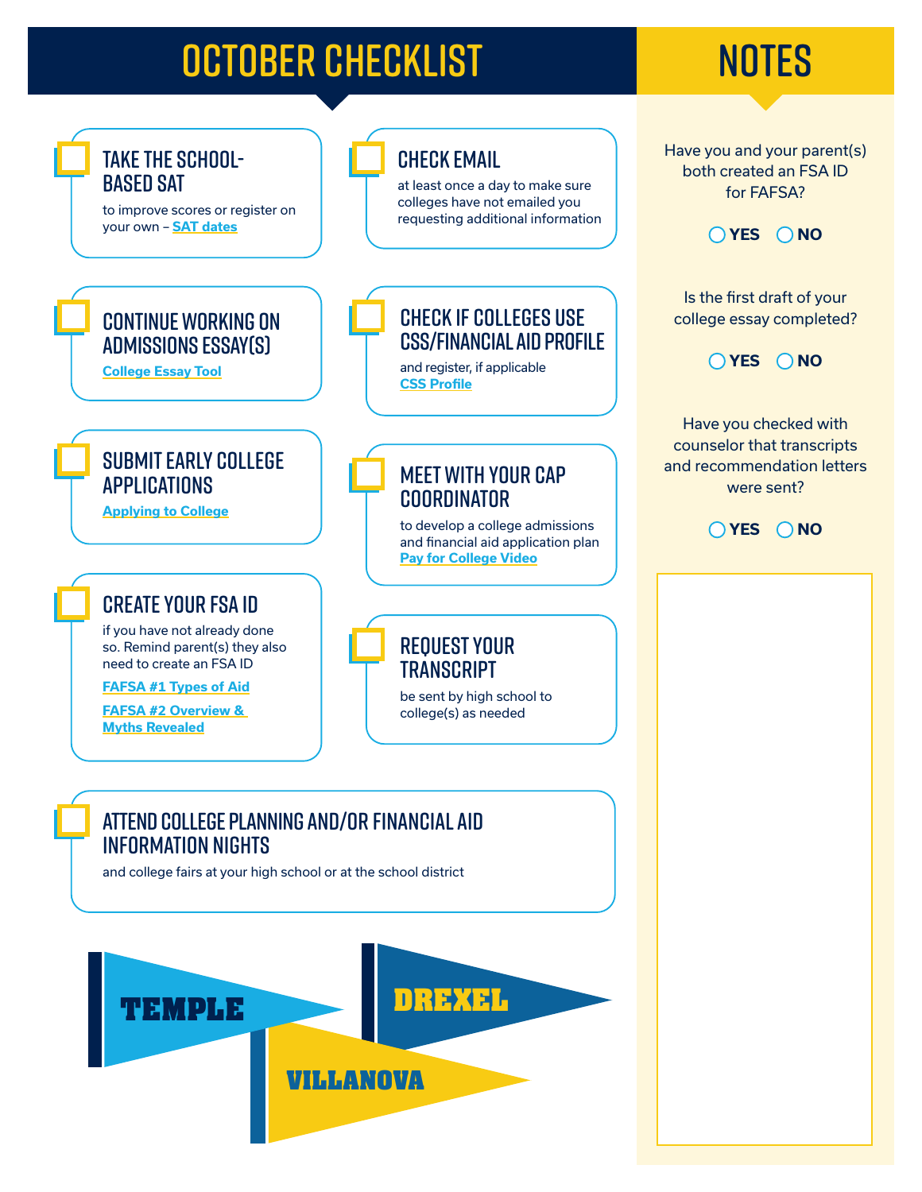# OCTOBER CHECKLIST

- [ ] **TAKE THE SCHOOL-BASED SAT**
  to improve scores or register on your own – SAT dates

- [ ] **CHECK EMAIL**
  at least once a day to make sure colleges have not emailed you requesting additional information

- [ ] **CONTINUE WORKING ON ADMISSIONS ESSAY(S)**
  College Essay Tool

- [ ] **CHECK IF COLLEGES USE CSS/FINANCIAL AID PROFILE**
  and register, if applicable
  CSS Profile

- [ ] **SUBMIT EARLY COLLEGE APPLICATIONS**
  Applying to College

- [ ] **MEET WITH YOUR CAP COORDINATOR**
  to develop a college admissions and financial aid application plan
  Pay for College Video

- [ ] **CREATE YOUR FSA ID**
  if you have not already done so. Remind parent(s) they also need to create an FSA ID
  FAFSA #1 Types of Aid
  FAFSA #2 Overview & Myths Revealed

- [ ] **REQUEST YOUR TRANSCRIPT**
  be sent by high school to college(s) as needed

- [ ] **ATTEND COLLEGE PLANNING AND/OR FINANCIAL AID INFORMATION NIGHTS**
  and college fairs at your high school or at the school district

TEMPLE DREXEL VILLANOVA

# NOTES

Have you and your parent(s) both created an FSA ID for FAFSA?

○ YES ○ NO

Is the first draft of your college essay completed?

○ YES ○ NO

Have you checked with counselor that transcripts and recommendation letters were sent?

○ YES ○ NO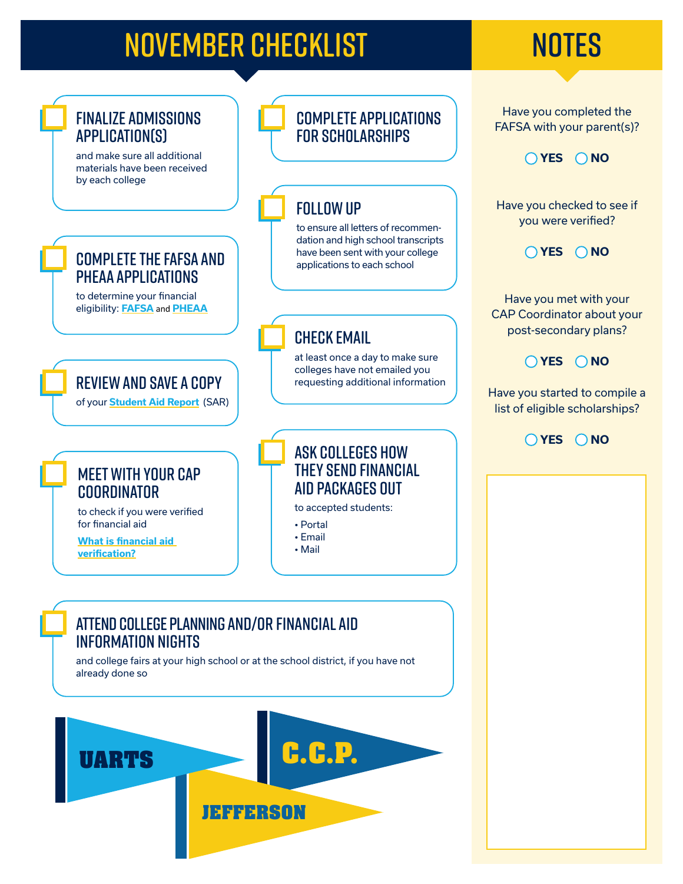# NOVEMBER CHECKLIST

- ☐ **FINALIZE ADMISSIONS APPLICATION(S)**
  and make sure all additional materials have been received by each college

- ☐ **COMPLETE THE FAFSA AND PHEAA APPLICATIONS**
  to determine your financial eligibility: FAFSA and PHEAA

- ☐ **REVIEW AND SAVE A COPY**
  of your Student Aid Report (SAR)

- ☐ **MEET WITH YOUR CAP COORDINATOR**
  to check if you were verified for financial aid
  What is financial aid verification?

- ☐ **COMPLETE APPLICATIONS FOR SCHOLARSHIPS**

- ☐ **FOLLOW UP**
  to ensure all letters of recommendation and high school transcripts have been sent with your college applications to each school

- ☐ **CHECK EMAIL**
  at least once a day to make sure colleges have not emailed you requesting additional information

- ☐ **ASK COLLEGES HOW THEY SEND FINANCIAL AID PACKAGES OUT**
  to accepted students:
  - Portal
  - Email
  - Mail

- ☐ **ATTEND COLLEGE PLANNING AND/OR FINANCIAL AID INFORMATION NIGHTS**
  and college fairs at your high school or at the school district, if you have not already done so

UARTS

C.C.P.

JEFFERSON

# NOTES

Have you completed the FAFSA with your parent(s)?

○ YES ○ NO

Have you checked to see if you were verified?

○ YES ○ NO

Have you met with your CAP Coordinator about your post-secondary plans?

○ YES ○ NO

Have you started to compile a list of eligible scholarships?

○ YES ○ NO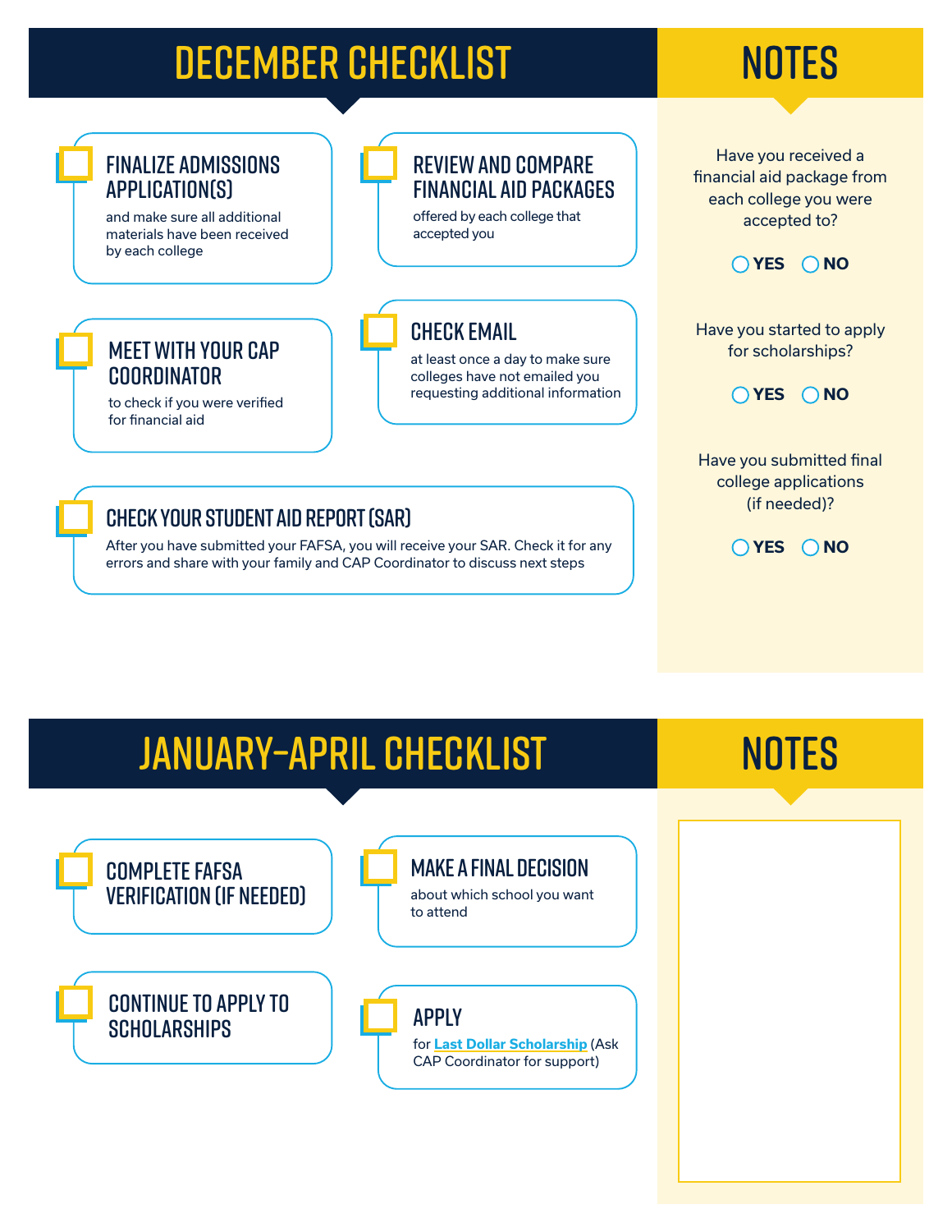# DECEMBER CHECKLIST

- [ ] **FINALIZE ADMISSIONS APPLICATION(S)**
  and make sure all additional materials have been received by each college

- [ ] **REVIEW AND COMPARE FINANCIAL AID PACKAGES**
  offered by each college that accepted you

- [ ] **MEET WITH YOUR CAP COORDINATOR**
  to check if you were verified for financial aid

- [ ] **CHECK EMAIL**
  at least once a day to make sure colleges have not emailed you requesting additional information

- [ ] **CHECK YOUR STUDENT AID REPORT (SAR)**
  After you have submitted your FAFSA, you will receive your SAR. Check it for any errors and share with your family and CAP Coordinator to discuss next steps

## NOTES

Have you received a financial aid package from each college you were accepted to?

○ **YES** ○ **NO**

Have you started to apply for scholarships?

○ **YES** ○ **NO**

Have you submitted final college applications (if needed)?

○ **YES** ○ **NO**

# JANUARY–APRIL CHECKLIST

- [ ] **COMPLETE FAFSA VERIFICATION (IF NEEDED)**

- [ ] **MAKE A FINAL DECISION**
  about which school you want to attend

- [ ] **CONTINUE TO APPLY TO SCHOLARSHIPS**

- [ ] **APPLY**
  for **Last Dollar Scholarship** (Ask CAP Coordinator for support)

## NOTES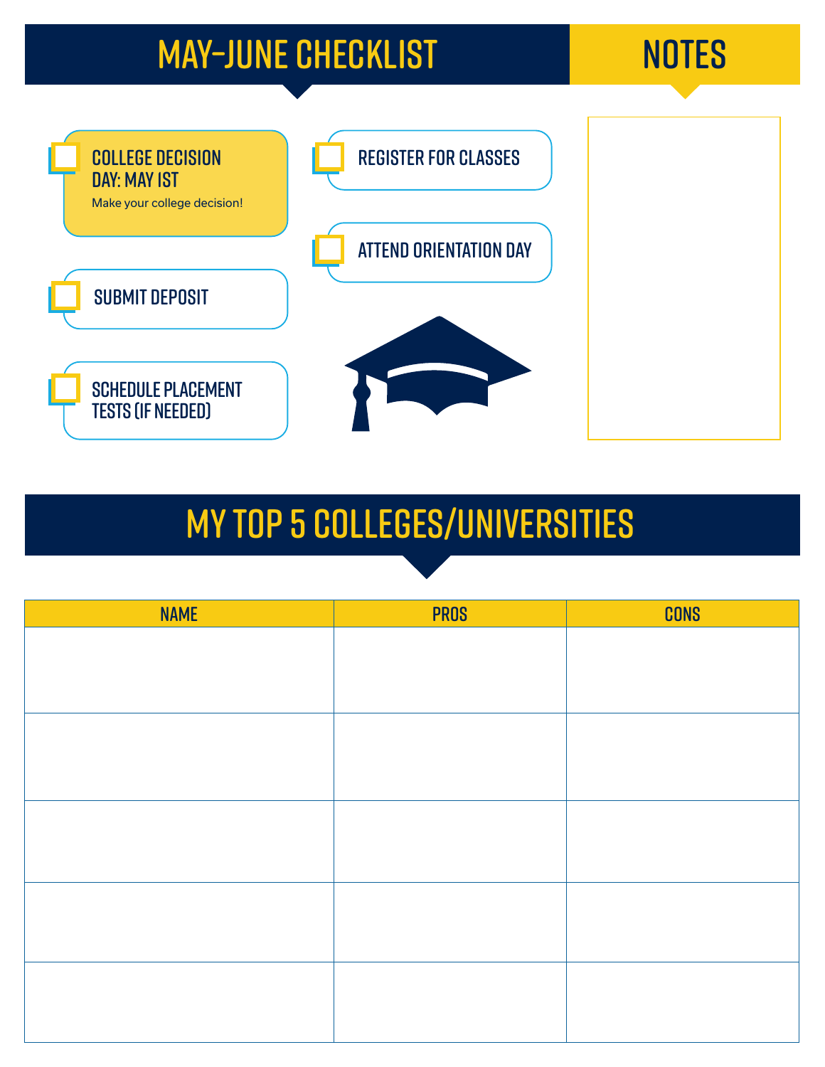## MAY-JUNE CHECKLIST

- [ ] **COLLEGE DECISION DAY: MAY 1ST**
  Make your college decision!
- [ ] **SUBMIT DEPOSIT**
- [ ] **SCHEDULE PLACEMENT TESTS (IF NEEDED)**
- [ ] **REGISTER FOR CLASSES**
- [ ] **ATTEND ORIENTATION DAY**

## NOTES

## MY TOP 5 COLLEGES/UNIVERSITIES

| NAME | PROS | CONS |
| --- | --- | --- |
| | | |
| | | |
| | | |
| | | |
| | | |